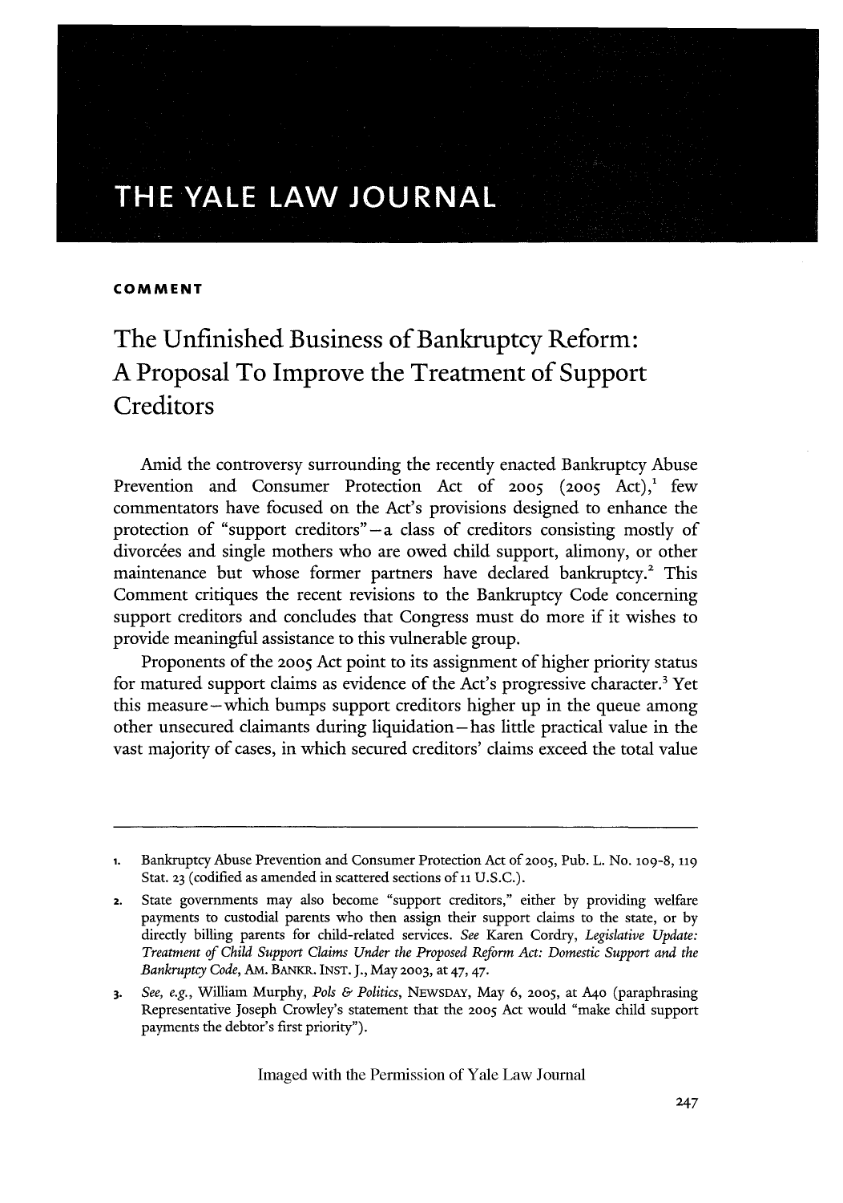# THE YALE LAW JOURNAL

**COMMENT**

## The Unfinished Business of Bankruptcy Reform: A Proposal To Improve the Treatment of Support Creditors

Amid the controversy surrounding the recently enacted Bankruptcy Abuse Prevention and Consumer Protection Act of 2005 (2005 Act),[1] few commentators have focused on the Act's provisions designed to enhance the protection of "support creditors"—a class of creditors consisting mostly of divorcées and single mothers who are owed child support, alimony, or other maintenance but whose former partners have declared bankruptcy.[2] This Comment critiques the recent revisions to the Bankruptcy Code concerning support creditors and concludes that Congress must do more if it wishes to provide meaningful assistance to this vulnerable group.

Proponents of the 2005 Act point to its assignment of higher priority status for matured support claims as evidence of the Act's progressive character.[3] Yet this measure—which bumps support creditors higher up in the queue among other unsecured claimants during liquidation—has little practical value in the vast majority of cases, in which secured creditors' claims exceed the total value

---

1. Bankruptcy Abuse Prevention and Consumer Protection Act of 2005, Pub. L. No. 109-8, 119 Stat. 23 (codified as amended in scattered sections of 11 U.S.C.).
2. State governments may also become "support creditors," either by providing welfare payments to custodial parents who then assign their support claims to the state, or by directly billing parents for child-related services. *See* Karen Cordry, *Legislative Update: Treatment of Child Support Claims Under the Proposed Reform Act: Domestic Support and the Bankruptcy Code*, AM. BANKR. INST. J., May 2003, at 47, 47.
3. *See, e.g.*, William Murphy, *Pols & Politics*, NEWSDAY, May 6, 2005, at A40 (paraphrasing Representative Joseph Crowley's statement that the 2005 Act would "make child support payments the debtor's first priority").

Imaged with the Permission of Yale Law Journal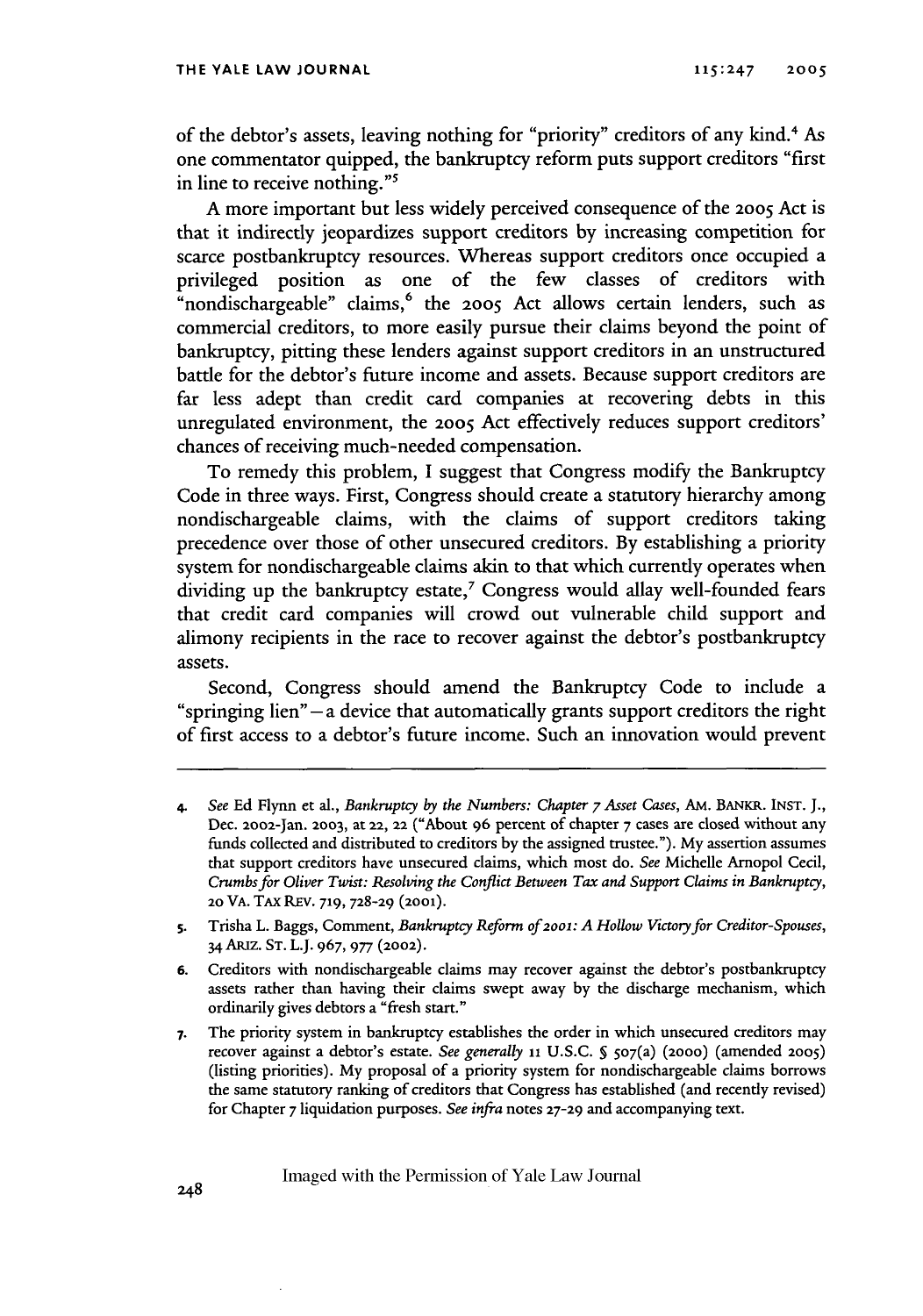of the debtor's assets, leaving nothing for "priority" creditors of any kind.[4] As one commentator quipped, the bankruptcy reform puts support creditors "first in line to receive nothing."[5]

A more important but less widely perceived consequence of the 2005 Act is that it indirectly jeopardizes support creditors by increasing competition for scarce postbankruptcy resources. Whereas support creditors once occupied a privileged position as one of the few classes of creditors with "nondischargeable" claims,[6] the 2005 Act allows certain lenders, such as commercial creditors, to more easily pursue their claims beyond the point of bankruptcy, pitting these lenders against support creditors in an unstructured battle for the debtor's future income and assets. Because support creditors are far less adept than credit card companies at recovering debts in this unregulated environment, the 2005 Act effectively reduces support creditors' chances of receiving much-needed compensation.

To remedy this problem, I suggest that Congress modify the Bankruptcy Code in three ways. First, Congress should create a statutory hierarchy among nondischargeable claims, with the claims of support creditors taking precedence over those of other unsecured creditors. By establishing a priority system for nondischargeable claims akin to that which currently operates when dividing up the bankruptcy estate,[7] Congress would allay well-founded fears that credit card companies will crowd out vulnerable child support and alimony recipients in the race to recover against the debtor's postbankruptcy assets.

Second, Congress should amend the Bankruptcy Code to include a "springing lien"—a device that automatically grants support creditors the right of first access to a debtor's future income. Such an innovation would prevent

---

4. *See* Ed Flynn et al., *Bankruptcy by the Numbers: Chapter 7 Asset Cases*, AM. BANKR. INST. J., Dec. 2002-Jan. 2003, at 22, 22 ("About 96 percent of chapter 7 cases are closed without any funds collected and distributed to creditors by the assigned trustee."). My assertion assumes that support creditors have unsecured claims, which most do. *See* Michelle Arnopol Cecil, *Crumbs for Oliver Twist: Resolving the Conflict Between Tax and Support Claims in Bankruptcy*, 20 VA. TAX REV. 719, 728-29 (2001).

5. Trisha L. Baggs, Comment, *Bankruptcy Reform of 2001: A Hollow Victory for Creditor-Spouses*, 34 ARIZ. ST. L.J. 967, 977 (2002).

6. Creditors with nondischargeable claims may recover against the debtor's postbankruptcy assets rather than having their claims swept away by the discharge mechanism, which ordinarily gives debtors a "fresh start."

7. The priority system in bankruptcy establishes the order in which unsecured creditors may recover against a debtor's estate. *See generally* 11 U.S.C. § 507(a) (2000) (amended 2005) (listing priorities). My proposal of a priority system for nondischargeable claims borrows the same statutory ranking of creditors that Congress has established (and recently revised) for Chapter 7 liquidation purposes. *See infra* notes 27-29 and accompanying text.

Imaged with the Permission of Yale Law Journal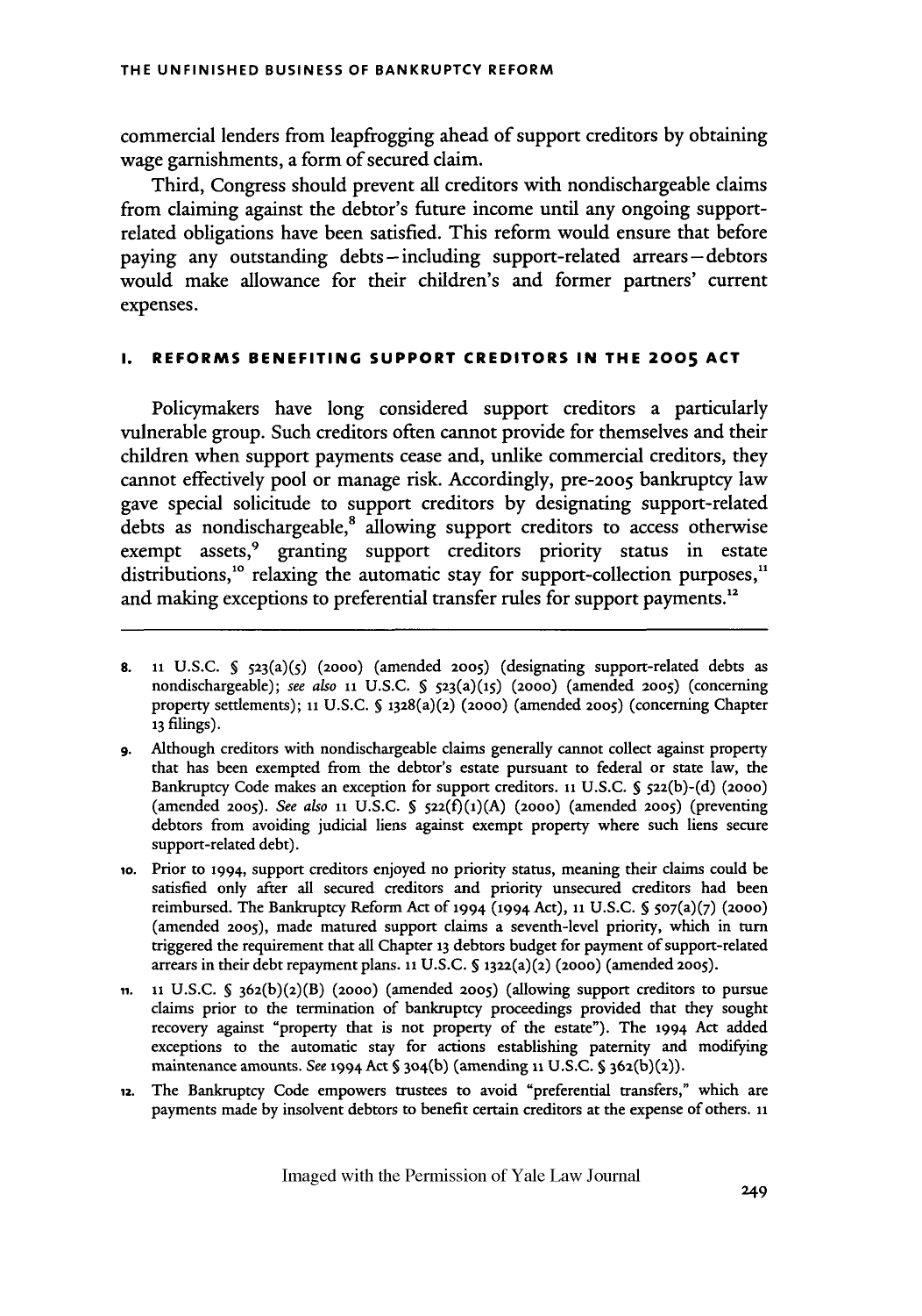commercial lenders from leapfrogging ahead of support creditors by obtaining wage garnishments, a form of secured claim.

Third, Congress should prevent *all* creditors with nondischargeable claims from claiming against the debtor's future income until any ongoing support-related obligations have been satisfied. This reform would ensure that before paying any outstanding debts—including support-related arrears—debtors would make allowance for their children's and former partners' current expenses.

## I. REFORMS BENEFITING SUPPORT CREDITORS IN THE 2005 ACT

Policymakers have long considered support creditors a particularly vulnerable group. Such creditors often cannot provide for themselves and their children when support payments cease and, unlike commercial creditors, they cannot effectively pool or manage risk. Accordingly, pre-2005 bankruptcy law gave special solicitude to support creditors by designating support-related debts as nondischargeable,[8] allowing support creditors to access otherwise exempt assets,[9] granting support creditors priority status in estate distributions,[10] relaxing the automatic stay for support-collection purposes,[11] and making exceptions to preferential transfer rules for support payments.[12]

---

8. 11 U.S.C. § 523(a)(5) (2000) (amended 2005) (designating support-related debts as nondischargeable); *see also* 11 U.S.C. § 523(a)(15) (2000) (amended 2005) (concerning property settlements); 11 U.S.C. § 1328(a)(2) (2000) (amended 2005) (concerning Chapter 13 filings).

9. Although creditors with nondischargeable claims generally cannot collect against property that has been exempted from the debtor's estate pursuant to federal or state law, the Bankruptcy Code makes an exception for support creditors. 11 U.S.C. § 522(b)-(d) (2000) (amended 2005). *See also* 11 U.S.C. § 522(f)(1)(A) (2000) (amended 2005) (preventing debtors from avoiding judicial liens against exempt property where such liens secure support-related debt).

10. Prior to 1994, support creditors enjoyed no priority status, meaning their claims could be satisfied only after all secured creditors and priority unsecured creditors had been reimbursed. The Bankruptcy Reform Act of 1994 (1994 Act), 11 U.S.C. § 507(a)(7) (2000) (amended 2005), made matured support claims a seventh-level priority, which in turn triggered the requirement that all Chapter 13 debtors budget for payment of support-related arrears in their debt repayment plans. 11 U.S.C. § 1322(a)(2) (2000) (amended 2005).

11. 11 U.S.C. § 362(b)(2)(B) (2000) (amended 2005) (allowing support creditors to pursue claims prior to the termination of bankruptcy proceedings provided that they sought recovery against "property that is not property of the estate"). The 1994 Act added exceptions to the automatic stay for actions establishing paternity and modifying maintenance amounts. *See* 1994 Act § 304(b) (amending 11 U.S.C. § 362(b)(2)).

12. The Bankruptcy Code empowers trustees to avoid "preferential transfers," which are payments made by insolvent debtors to benefit certain creditors at the expense of others. 11

Imaged with the Permission of Yale Law Journal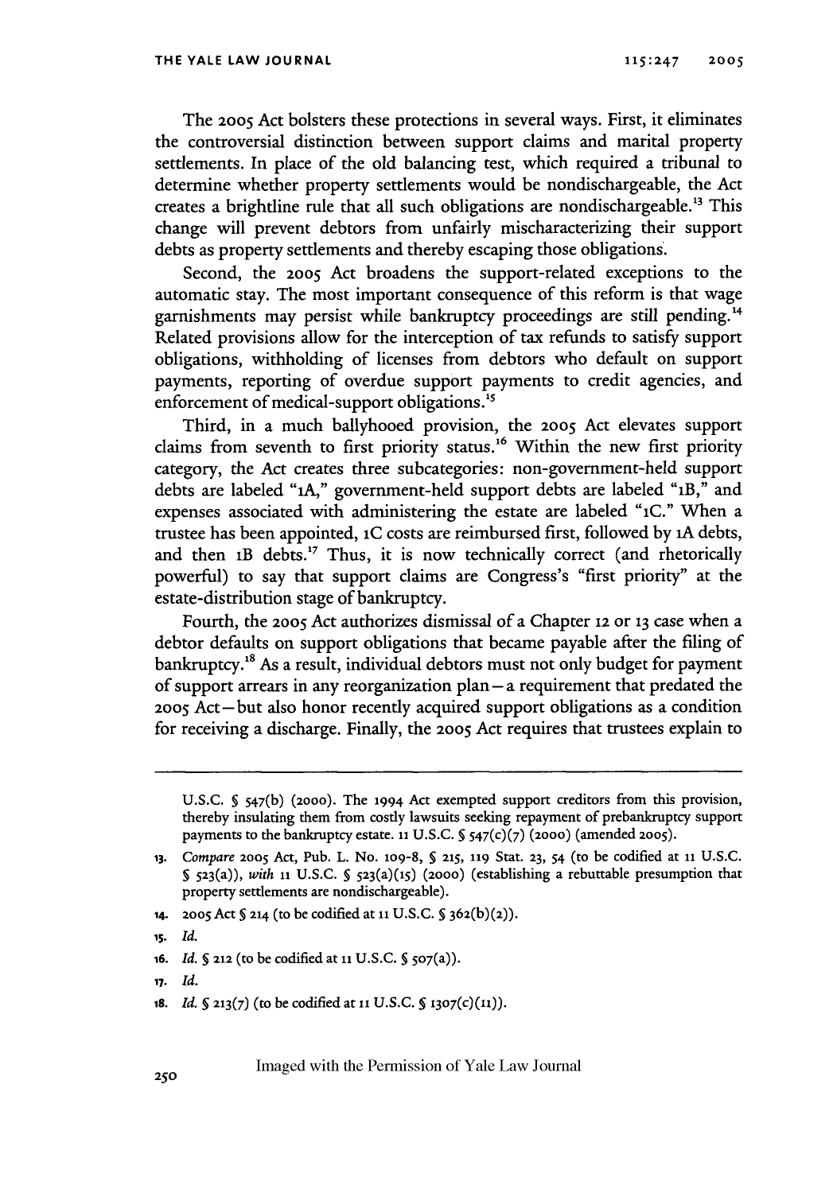The 2005 Act bolsters these protections in several ways. First, it eliminates the controversial distinction between support claims and marital property settlements. In place of the old balancing test, which required a tribunal to determine whether property settlements would be nondischargeable, the Act creates a brightline rule that all such obligations are nondischargeable.[13] This change will prevent debtors from unfairly mischaracterizing their support debts as property settlements and thereby escaping those obligations.

Second, the 2005 Act broadens the support-related exceptions to the automatic stay. The most important consequence of this reform is that wage garnishments may persist while bankruptcy proceedings are still pending.[14] Related provisions allow for the interception of tax refunds to satisfy support obligations, withholding of licenses from debtors who default on support payments, reporting of overdue support payments to credit agencies, and enforcement of medical-support obligations.[15]

Third, in a much ballyhooed provision, the 2005 Act elevates support claims from seventh to first priority status.[16] Within the new first priority category, the Act creates three subcategories: non-government-held support debts are labeled "1A," government-held support debts are labeled "1B," and expenses associated with administering the estate are labeled "1C." When a trustee has been appointed, 1C costs are reimbursed first, followed by 1A debts, and then 1B debts.[17] Thus, it is now technically correct (and rhetorically powerful) to say that support claims are Congress's "first priority" at the estate-distribution stage of bankruptcy.

Fourth, the 2005 Act authorizes dismissal of a Chapter 12 or 13 case when a debtor defaults on support obligations that became payable after the filing of bankruptcy.[18] As a result, individual debtors must not only budget for payment of support arrears in any reorganization plan—a requirement that predated the 2005 Act—but also honor recently acquired support obligations as a condition for receiving a discharge. Finally, the 2005 Act requires that trustees explain to

---

U.S.C. § 547(b) (2000). The 1994 Act exempted support creditors from this provision, thereby insulating them from costly lawsuits seeking repayment of prebankruptcy support payments to the bankruptcy estate. 11 U.S.C. § 547(c)(7) (2000) (amended 2005).

13. *Compare* 2005 Act, Pub. L. No. 109-8, § 215, 119 Stat. 23, 54 (to be codified at 11 U.S.C. § 523(a)), *with* 11 U.S.C. § 523(a)(15) (2000) (establishing a rebuttable presumption that property settlements are nondischargeable).

14. 2005 Act § 214 (to be codified at 11 U.S.C. § 362(b)(2)).

15. *Id.*

16. *Id.* § 212 (to be codified at 11 U.S.C. § 507(a)).

17. *Id.*

18. *Id.* § 213(7) (to be codified at 11 U.S.C. § 1307(c)(11)).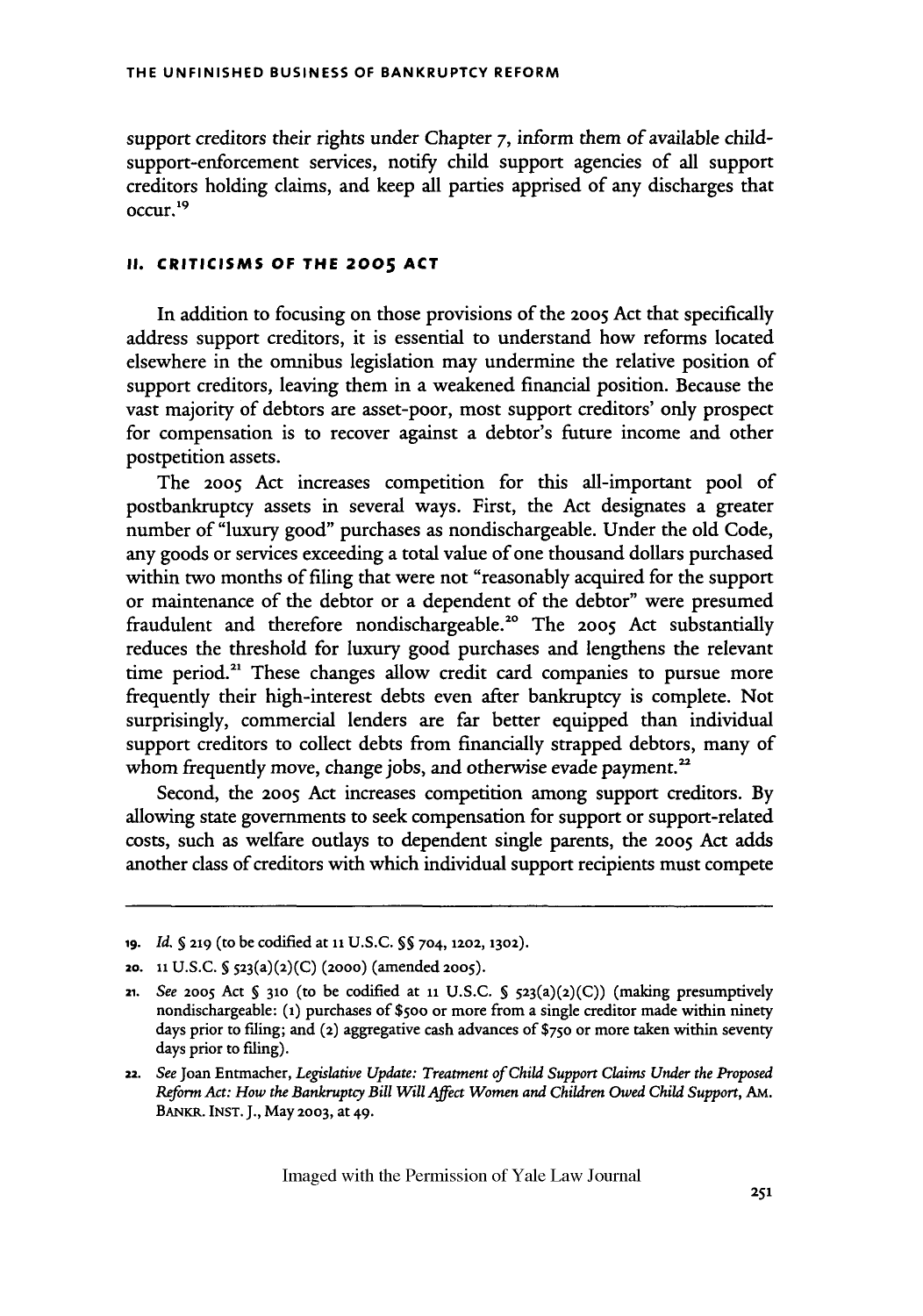support creditors their rights under Chapter 7, inform them of available child-support-enforcement services, notify child support agencies of all support creditors holding claims, and keep all parties apprised of any discharges that occur.[19]

## II. CRITICISMS OF THE 2005 ACT

In addition to focusing on those provisions of the 2005 Act that specifically address support creditors, it is essential to understand how reforms located elsewhere in the omnibus legislation may undermine the relative position of support creditors, leaving them in a weakened financial position. Because the vast majority of debtors are asset-poor, most support creditors' only prospect for compensation is to recover against a debtor's future income and other postpetition assets.

The 2005 Act increases competition for this all-important pool of postbankruptcy assets in several ways. First, the Act designates a greater number of "luxury good" purchases as nondischargeable. Under the old Code, any goods or services exceeding a total value of one thousand dollars purchased within two months of filing that were not "reasonably acquired for the support or maintenance of the debtor or a dependent of the debtor" were presumed fraudulent and therefore nondischargeable.[20] The 2005 Act substantially reduces the threshold for luxury good purchases and lengthens the relevant time period.[21] These changes allow credit card companies to pursue more frequently their high-interest debts even after bankruptcy is complete. Not surprisingly, commercial lenders are far better equipped than individual support creditors to collect debts from financially strapped debtors, many of whom frequently move, change jobs, and otherwise evade payment.[22]

Second, the 2005 Act increases competition among support creditors. By allowing state governments to seek compensation for support or support-related costs, such as welfare outlays to dependent single parents, the 2005 Act adds another class of creditors with which individual support recipients must compete

---

19. *Id.* § 219 (to be codified at 11 U.S.C. §§ 704, 1202, 1302).

20. 11 U.S.C. § 523(a)(2)(C) (2000) (amended 2005).

21. *See* 2005 Act § 310 (to be codified at 11 U.S.C. § 523(a)(2)(C)) (making presumptively nondischargeable: (1) purchases of $500 or more from a single creditor made within ninety days prior to filing; and (2) aggregative cash advances of $750 or more taken within seventy days prior to filing).

22. *See* Joan Entmacher, *Legislative Update: Treatment of Child Support Claims Under the Proposed Reform Act: How the Bankruptcy Bill Will Affect Women and Children Owed Child Support*, AM. BANKR. INST. J., May 2003, at 49.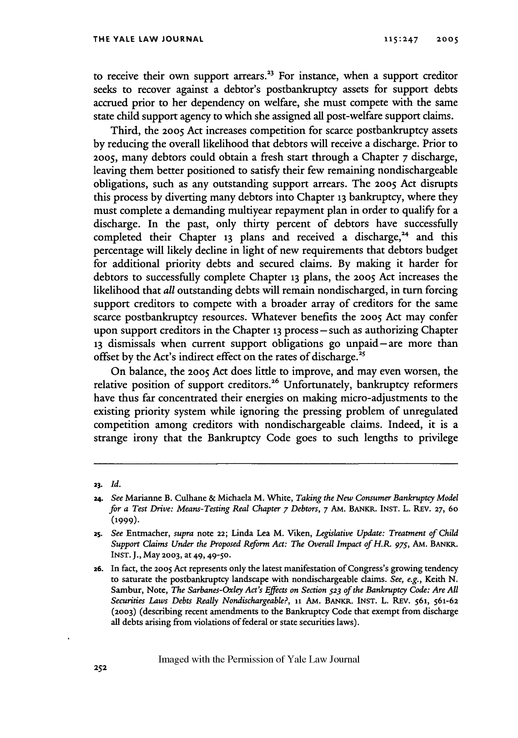to receive their own support arrears.[23] For instance, when a support creditor seeks to recover against a debtor's postbankruptcy assets for support debts accrued prior to her dependency on welfare, she must compete with the same state child support agency to which she assigned all post-welfare support claims.

Third, the 2005 Act increases competition for scarce postbankruptcy assets by reducing the overall likelihood that debtors will receive a discharge. Prior to 2005, many debtors could obtain a fresh start through a Chapter 7 discharge, leaving them better positioned to satisfy their few remaining nondischargeable obligations, such as any outstanding support arrears. The 2005 Act disrupts this process by diverting many debtors into Chapter 13 bankruptcy, where they must complete a demanding multiyear repayment plan in order to qualify for a discharge. In the past, only thirty percent of debtors have successfully completed their Chapter 13 plans and received a discharge,[24] and this percentage will likely decline in light of new requirements that debtors budget for additional priority debts and secured claims. By making it harder for debtors to successfully complete Chapter 13 plans, the 2005 Act increases the likelihood that *all* outstanding debts will remain nondischarged, in turn forcing support creditors to compete with a broader array of creditors for the same scarce postbankruptcy resources. Whatever benefits the 2005 Act may confer upon support creditors in the Chapter 13 process—such as authorizing Chapter 13 dismissals when current support obligations go unpaid—are more than offset by the Act's indirect effect on the rates of discharge.[25]

On balance, the 2005 Act does little to improve, and may even worsen, the relative position of support creditors.[26] Unfortunately, bankruptcy reformers have thus far concentrated their energies on making micro-adjustments to the existing priority system while ignoring the pressing problem of unregulated competition among creditors with nondischargeable claims. Indeed, it is a strange irony that the Bankruptcy Code goes to such lengths to privilege

---

23. *Id.*

24. *See* Marianne B. Culhane & Michaela M. White, *Taking the New Consumer Bankruptcy Model for a Test Drive: Means-Testing Real Chapter 7 Debtors*, 7 AM. BANKR. INST. L. REV. 27, 60 (1999).

25. *See* Entmacher, *supra* note 22; Linda Lea M. Viken, *Legislative Update: Treatment of Child Support Claims Under the Proposed Reform Act: The Overall Impact of H.R. 975*, AM. BANKR. INST. J., May 2003, at 49, 49-50.

26. In fact, the 2005 Act represents only the latest manifestation of Congress's growing tendency to saturate the postbankruptcy landscape with nondischargeable claims. *See, e.g.*, Keith N. Sambur, Note, *The Sarbanes-Oxley Act's Effects on Section 523 of the Bankruptcy Code: Are All Securities Laws Debts Really Nondischargeable?*, 11 AM. BANKR. INST. L. REV. 561, 561-62 (2003) (describing recent amendments to the Bankruptcy Code that exempt from discharge all debts arising from violations of federal or state securities laws).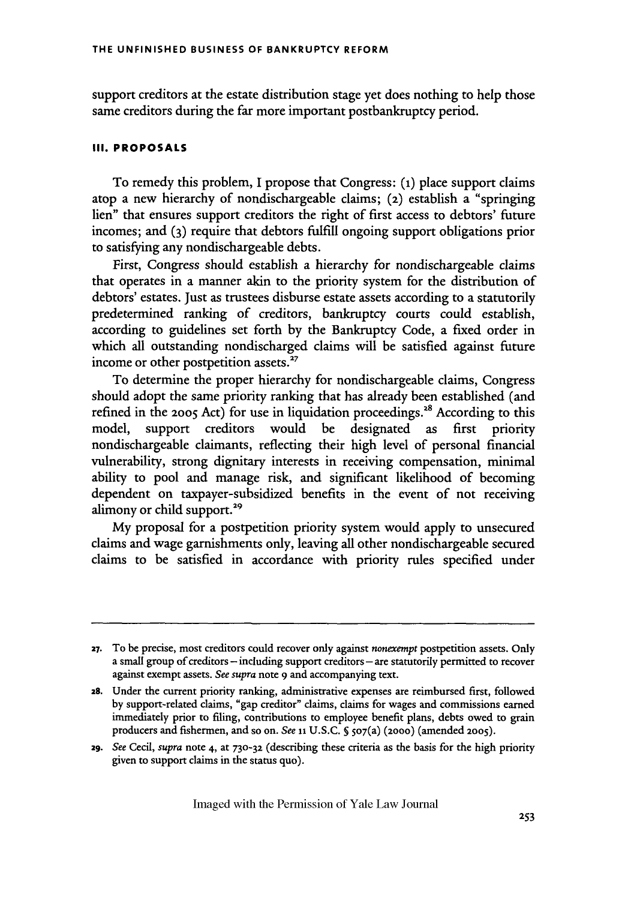support creditors at the estate distribution stage yet does nothing to help those same creditors during the far more important postbankruptcy period.

### III. PROPOSALS

To remedy this problem, I propose that Congress: (1) place support claims atop a new hierarchy of nondischargeable claims; (2) establish a "springing lien" that ensures support creditors the right of first access to debtors' future incomes; and (3) require that debtors fulfill ongoing support obligations prior to satisfying any nondischargeable debts.

First, Congress should establish a hierarchy for nondischargeable claims that operates in a manner akin to the priority system for the distribution of debtors' estates. Just as trustees disburse estate assets according to a statutorily predetermined ranking of creditors, bankruptcy courts could establish, according to guidelines set forth by the Bankruptcy Code, a fixed order in which all outstanding nondischarged claims will be satisfied against future income or other postpetition assets.[27]

To determine the proper hierarchy for nondischargeable claims, Congress should adopt the same priority ranking that has already been established (and refined in the 2005 Act) for use in liquidation proceedings.[28] According to this model, support creditors would be designated as first priority nondischargeable claimants, reflecting their high level of personal financial vulnerability, strong dignitary interests in receiving compensation, minimal ability to pool and manage risk, and significant likelihood of becoming dependent on taxpayer-subsidized benefits in the event of not receiving alimony or child support.[29]

My proposal for a postpetition priority system would apply to unsecured claims and wage garnishments only, leaving all other nondischargeable secured claims to be satisfied in accordance with priority rules specified under

---

27. To be precise, most creditors could recover only against *nonexempt* postpetition assets. Only a small group of creditors – including support creditors – are statutorily permitted to recover against exempt assets. *See supra* note 9 and accompanying text.

28. Under the current priority ranking, administrative expenses are reimbursed first, followed by support-related claims, "gap creditor" claims, claims for wages and commissions earned immediately prior to filing, contributions to employee benefit plans, debts owed to grain producers and fishermen, and so on. *See* 11 U.S.C. § 507(a) (2000) (amended 2005).

29. *See* Cecil, *supra* note 4, at 730-32 (describing these criteria as the basis for the high priority given to support claims in the status quo).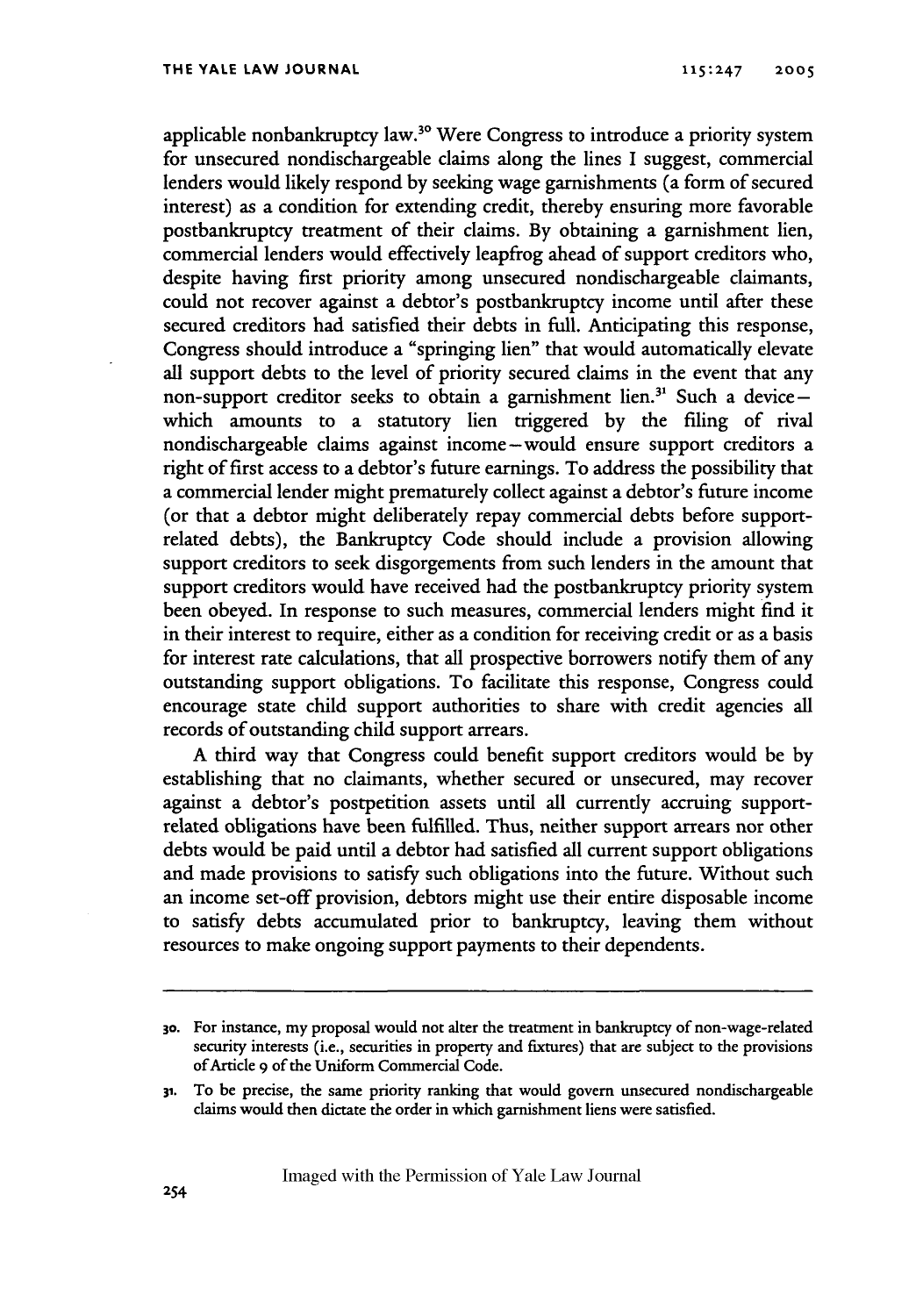applicable nonbankruptcy law.[30] Were Congress to introduce a priority system for unsecured nondischargeable claims along the lines I suggest, commercial lenders would likely respond by seeking wage garnishments (a form of secured interest) as a condition for extending credit, thereby ensuring more favorable postbankruptcy treatment of their claims. By obtaining a garnishment lien, commercial lenders would effectively leapfrog ahead of support creditors who, despite having first priority among unsecured nondischargeable claimants, could not recover against a debtor's postbankruptcy income until after these secured creditors had satisfied their debts in full. Anticipating this response, Congress should introduce a "springing lien" that would automatically elevate all support debts to the level of priority secured claims in the event that any non-support creditor seeks to obtain a garnishment lien.[31] Such a device—which amounts to a statutory lien triggered by the filing of rival nondischargeable claims against income—would ensure support creditors a right of first access to a debtor's future earnings. To address the possibility that a commercial lender might prematurely collect against a debtor's future income (or that a debtor might deliberately repay commercial debts before support-related debts), the Bankruptcy Code should include a provision allowing support creditors to seek disgorgements from such lenders in the amount that support creditors would have received had the postbankruptcy priority system been obeyed. In response to such measures, commercial lenders might find it in their interest to require, either as a condition for receiving credit or as a basis for interest rate calculations, that all prospective borrowers notify them of any outstanding support obligations. To facilitate this response, Congress could encourage state child support authorities to share with credit agencies all records of outstanding child support arrears.

A third way that Congress could benefit support creditors would be by establishing that no claimants, whether secured or unsecured, may recover against a debtor's postpetition assets until all currently accruing support-related obligations have been fulfilled. Thus, neither support arrears nor other debts would be paid until a debtor had satisfied all current support obligations and made provisions to satisfy such obligations into the future. Without such an income set-off provision, debtors might use their entire disposable income to satisfy debts accumulated prior to bankruptcy, leaving them without resources to make ongoing support payments to their dependents.

---

30. For instance, my proposal would not alter the treatment in bankruptcy of non-wage-related security interests (i.e., securities in property and fixtures) that are subject to the provisions of Article 9 of the Uniform Commercial Code.

31. To be precise, the same priority ranking that would govern unsecured nondischargeable claims would then dictate the order in which garnishment liens were satisfied.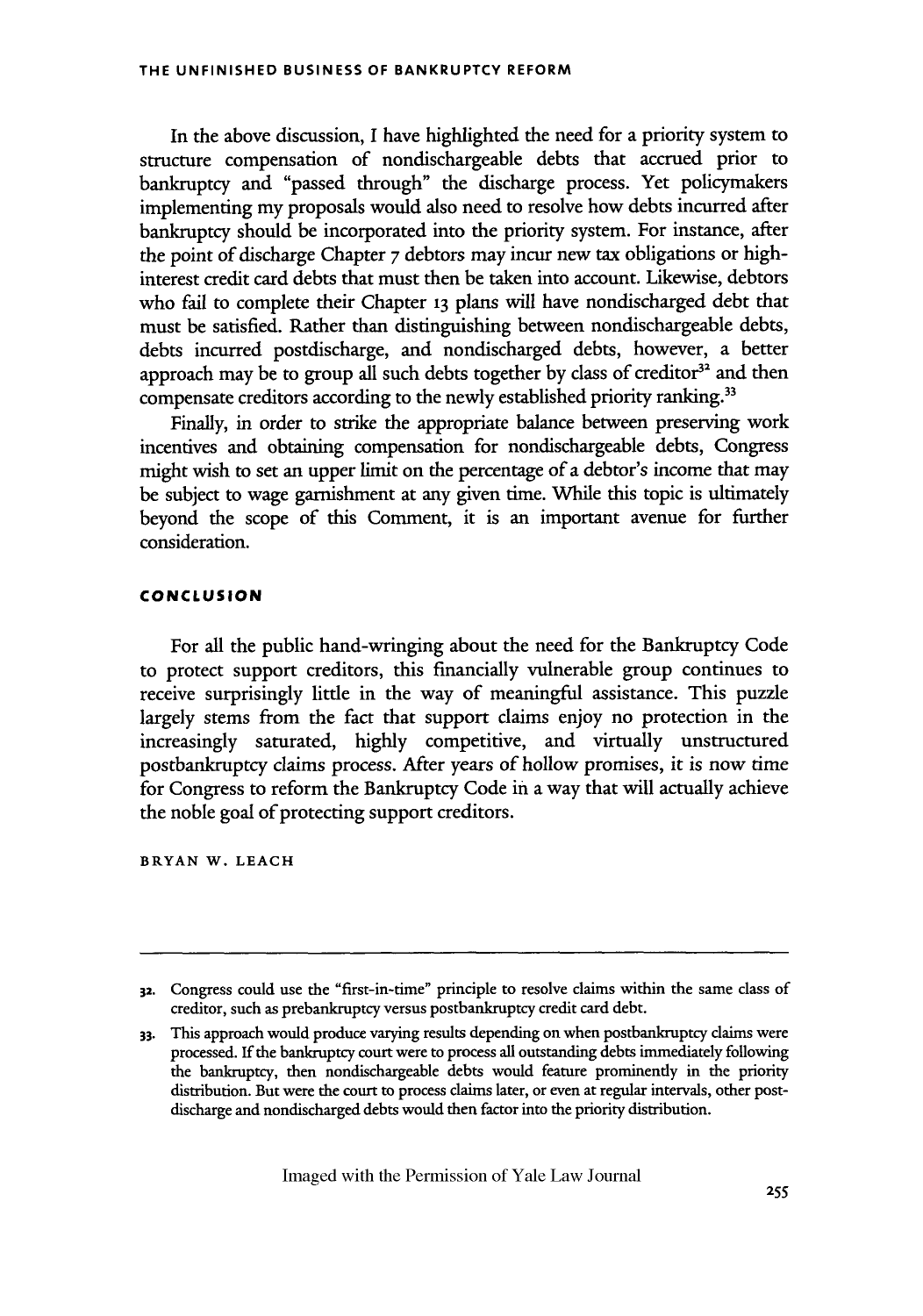In the above discussion, I have highlighted the need for a priority system to structure compensation of nondischargeable debts that accrued prior to bankruptcy and "passed through" the discharge process. Yet policymakers implementing my proposals would also need to resolve how debts incurred after bankruptcy should be incorporated into the priority system. For instance, after the point of discharge Chapter 7 debtors may incur new tax obligations or high-interest credit card debts that must then be taken into account. Likewise, debtors who fail to complete their Chapter 13 plans will have nondischarged debt that must be satisfied. Rather than distinguishing between nondischargeable debts, debts incurred postdischarge, and nondischarged debts, however, a better approach may be to group all such debts together by class of creditor[32] and then compensate creditors according to the newly established priority ranking.[33]

Finally, in order to strike the appropriate balance between preserving work incentives and obtaining compensation for nondischargeable debts, Congress might wish to set an upper limit on the percentage of a debtor's income that may be subject to wage garnishment at any given time. While this topic is ultimately beyond the scope of this Comment, it is an important avenue for further consideration.

## CONCLUSION

For all the public hand-wringing about the need for the Bankruptcy Code to protect support creditors, this financially vulnerable group continues to receive surprisingly little in the way of meaningful assistance. This puzzle largely stems from the fact that support claims enjoy no protection in the increasingly saturated, highly competitive, and virtually unstructured postbankruptcy claims process. After years of hollow promises, it is now time for Congress to reform the Bankruptcy Code in a way that will actually achieve the noble goal of protecting support creditors.

BRYAN W. LEACH

---

32. Congress could use the "first-in-time" principle to resolve claims within the same class of creditor, such as prebankruptcy versus postbankruptcy credit card debt.

33. This approach would produce varying results depending on when postbankruptcy claims were processed. If the bankruptcy court were to process all outstanding debts immediately following the bankruptcy, then nondischargeable debts would feature prominently in the priority distribution. But were the court to process claims later, or even at regular intervals, other post-discharge and nondischarged debts would then factor into the priority distribution.

Imaged with the Permission of Yale Law Journal